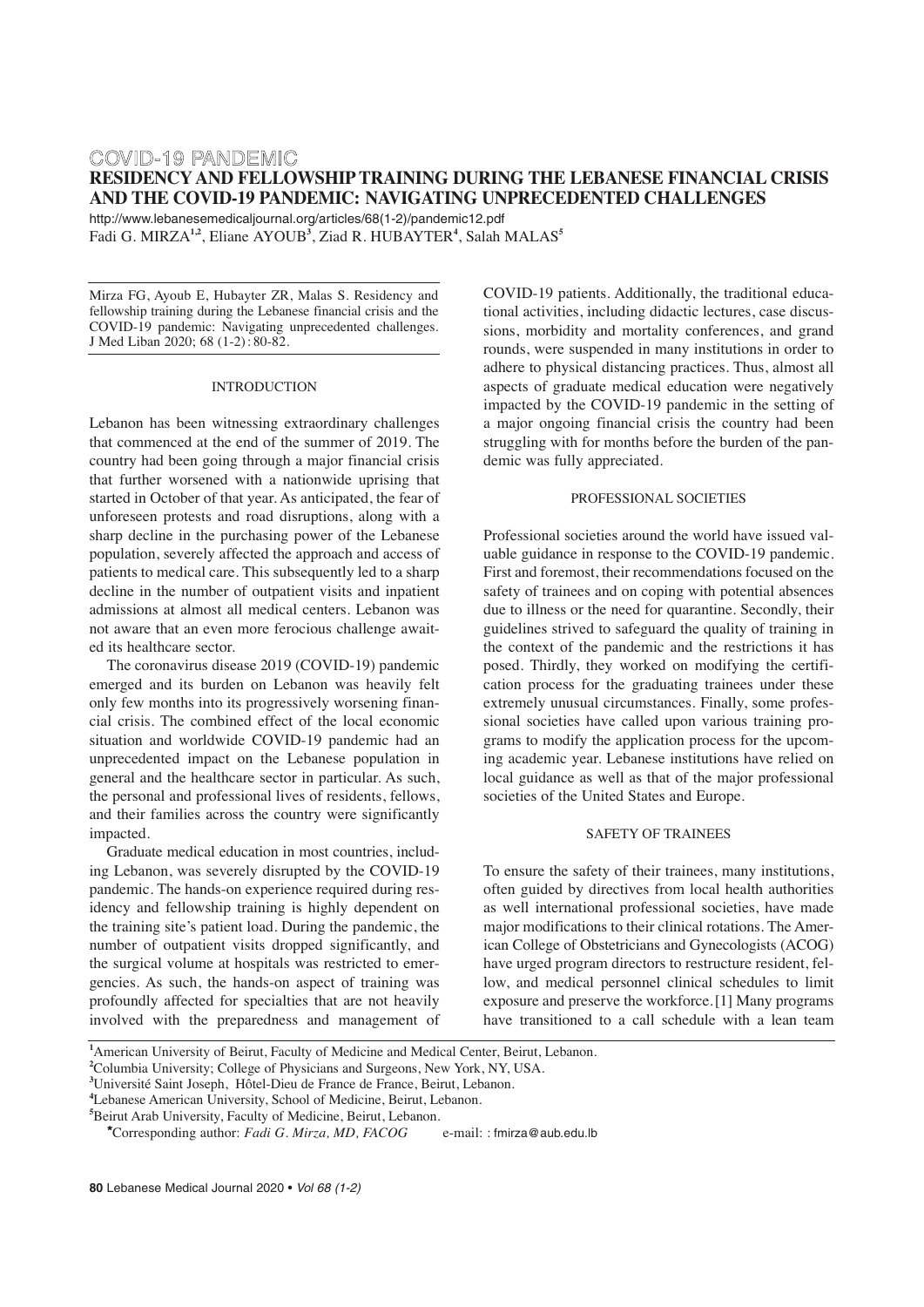COVID-19 PANDEMIC

# RESIDENCY AND FELLOWSHIP TRAINING DURING THE LEBANESE FINANCIAL CRISIS AND THE COVID-19 PANDEMIC: NAVIGATING UNPRECEDENTED CHALLENGES

http://www.lebanesemedicaljournal.org/articles/68(1-2)/pandemic12.pdf

Fadi G. MIRZA[1,2], Eliane AYOUB[3], Ziad R. HUBAYTER[4], Salah MALAS[5]

Mirza FG, Ayoub E, Hubayter ZR, Malas S. Residency and fellowship training during the Lebanese financial crisis and the COVID-19 pandemic: Navigating unprecedented challenges. J Med Liban 2020; 68 (1-2): 80-82.

## INTRODUCTION

Lebanon has been witnessing extraordinary challenges that commenced at the end of the summer of 2019. The country had been going through a major financial crisis that further worsened with a nationwide uprising that started in October of that year. As anticipated, the fear of unforeseen protests and road disruptions, along with a sharp decline in the purchasing power of the Lebanese population, severely affected the approach and access of patients to medical care. This subsequently led to a sharp decline in the number of outpatient visits and inpatient admissions at almost all medical centers. Lebanon was not aware that an even more ferocious challenge awaited its healthcare sector.

The coronavirus disease 2019 (COVID-19) pandemic emerged and its burden on Lebanon was heavily felt only few months into its progressively worsening financial crisis. The combined effect of the local economic situation and worldwide COVID-19 pandemic had an unprecedented impact on the Lebanese population in general and the healthcare sector in particular. As such, the personal and professional lives of residents, fellows, and their families across the country were significantly impacted.

Graduate medical education in most countries, including Lebanon, was severely disrupted by the COVID-19 pandemic. The hands-on experience required during residency and fellowship training is highly dependent on the training site's patient load. During the pandemic, the number of outpatient visits dropped significantly, and the surgical volume at hospitals was restricted to emergencies. As such, the hands-on aspect of training was profoundly affected for specialties that are not heavily involved with the preparedness and management of COVID-19 patients. Additionally, the traditional educational activities, including didactic lectures, case discussions, morbidity and mortality conferences, and grand rounds, were suspended in many institutions in order to adhere to physical distancing practices. Thus, almost all aspects of graduate medical education were negatively impacted by the COVID-19 pandemic in the setting of a major ongoing financial crisis the country had been struggling with for months before the burden of the pandemic was fully appreciated.

## PROFESSIONAL SOCIETIES

Professional societies around the world have issued valuable guidance in response to the COVID-19 pandemic. First and foremost, their recommendations focused on the safety of trainees and on coping with potential absences due to illness or the need for quarantine. Secondly, their guidelines strived to safeguard the quality of training in the context of the pandemic and the restrictions it has posed. Thirdly, they worked on modifying the certification process for the graduating trainees under these extremely unusual circumstances. Finally, some professional societies have called upon various training programs to modify the application process for the upcoming academic year. Lebanese institutions have relied on local guidance as well as that of the major professional societies of the United States and Europe.

## SAFETY OF TRAINEES

To ensure the safety of their trainees, many institutions, often guided by directives from local health authorities as well international professional societies, have made major modifications to their clinical rotations. The American College of Obstetricians and Gynecologists (ACOG) have urged program directors to restructure resident, fellow, and medical personnel clinical schedules to limit exposure and preserve the workforce.[1] Many programs have transitioned to a call schedule with a lean team

[1]American University of Beirut, Faculty of Medicine and Medical Center, Beirut, Lebanon.
[2]Columbia University; College of Physicians and Surgeons, New York, NY, USA.
[3]Université Saint Joseph, Hôtel-Dieu de France de France, Beirut, Lebanon.
[4]Lebanese American University, School of Medicine, Beirut, Lebanon.
[5]Beirut Arab University, Faculty of Medicine, Beirut, Lebanon.
*Corresponding author: *Fadi G. Mirza, MD, FACOG* e-mail: : fmirza@aub.edu.lb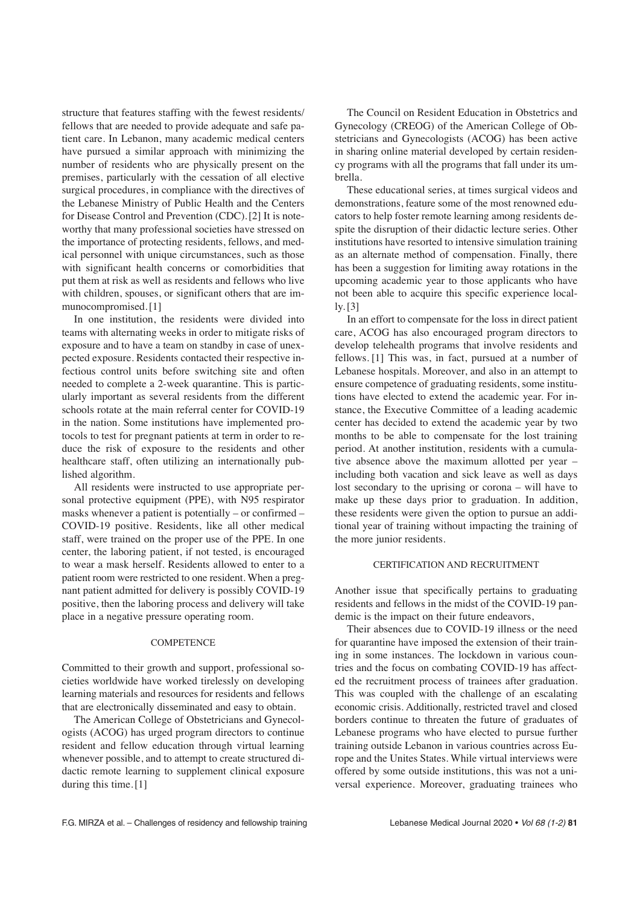structure that features staffing with the fewest residents/ fellows that are needed to provide adequate and safe patient care. In Lebanon, many academic medical centers have pursued a similar approach with minimizing the number of residents who are physically present on the premises, particularly with the cessation of all elective surgical procedures, in compliance with the directives of the Lebanese Ministry of Public Health and the Centers for Disease Control and Prevention (CDC).[2] It is noteworthy that many professional societies have stressed on the importance of protecting residents, fellows, and medical personnel with unique circumstances, such as those with significant health concerns or comorbidities that put them at risk as well as residents and fellows who live with children, spouses, or significant others that are immunocompromised.[1]

In one institution, the residents were divided into teams with alternating weeks in order to mitigate risks of exposure and to have a team on standby in case of unexpected exposure. Residents contacted their respective infectious control units before switching site and often needed to complete a 2-week quarantine. This is particularly important as several residents from the different schools rotate at the main referral center for COVID-19 in the nation. Some institutions have implemented protocols to test for pregnant patients at term in order to reduce the risk of exposure to the residents and other healthcare staff, often utilizing an internationally published algorithm.

All residents were instructed to use appropriate personal protective equipment (PPE), with N95 respirator masks whenever a patient is potentially – or confirmed – COVID-19 positive. Residents, like all other medical staff, were trained on the proper use of the PPE. In one center, the laboring patient, if not tested, is encouraged to wear a mask herself. Residents allowed to enter to a patient room were restricted to one resident. When a pregnant patient admitted for delivery is possibly COVID-19 positive, then the laboring process and delivery will take place in a negative pressure operating room.

## COMPETENCE

Committed to their growth and support, professional societies worldwide have worked tirelessly on developing learning materials and resources for residents and fellows that are electronically disseminated and easy to obtain.

The American College of Obstetricians and Gynecologists (ACOG) has urged program directors to continue resident and fellow education through virtual learning whenever possible, and to attempt to create structured didactic remote learning to supplement clinical exposure during this time.[1]

The Council on Resident Education in Obstetrics and Gynecology (CREOG) of the American College of Obstetricians and Gynecologists (ACOG) has been active in sharing online material developed by certain residency programs with all the programs that fall under its umbrella.

These educational series, at times surgical videos and demonstrations, feature some of the most renowned educators to help foster remote learning among residents despite the disruption of their didactic lecture series. Other institutions have resorted to intensive simulation training as an alternate method of compensation. Finally, there has been a suggestion for limiting away rotations in the upcoming academic year to those applicants who have not been able to acquire this specific experience locally.[3]

In an effort to compensate for the loss in direct patient care, ACOG has also encouraged program directors to develop telehealth programs that involve residents and fellows.[1] This was, in fact, pursued at a number of Lebanese hospitals. Moreover, and also in an attempt to ensure competence of graduating residents, some institutions have elected to extend the academic year. For instance, the Executive Committee of a leading academic center has decided to extend the academic year by two months to be able to compensate for the lost training period. At another institution, residents with a cumulative absence above the maximum allotted per year – including both vacation and sick leave as well as days lost secondary to the uprising or corona – will have to make up these days prior to graduation. In addition, these residents were given the option to pursue an additional year of training without impacting the training of the more junior residents.

## CERTIFICATION AND RECRUITMENT

Another issue that specifically pertains to graduating residents and fellows in the midst of the COVID-19 pandemic is the impact on their future endeavors,

Their absences due to COVID-19 illness or the need for quarantine have imposed the extension of their training in some instances. The lockdown in various countries and the focus on combating COVID-19 has affected the recruitment process of trainees after graduation. This was coupled with the challenge of an escalating economic crisis. Additionally, restricted travel and closed borders continue to threaten the future of graduates of Lebanese programs who have elected to pursue further training outside Lebanon in various countries across Europe and the Unites States. While virtual interviews were offered by some outside institutions, this was not a universal experience. Moreover, graduating trainees who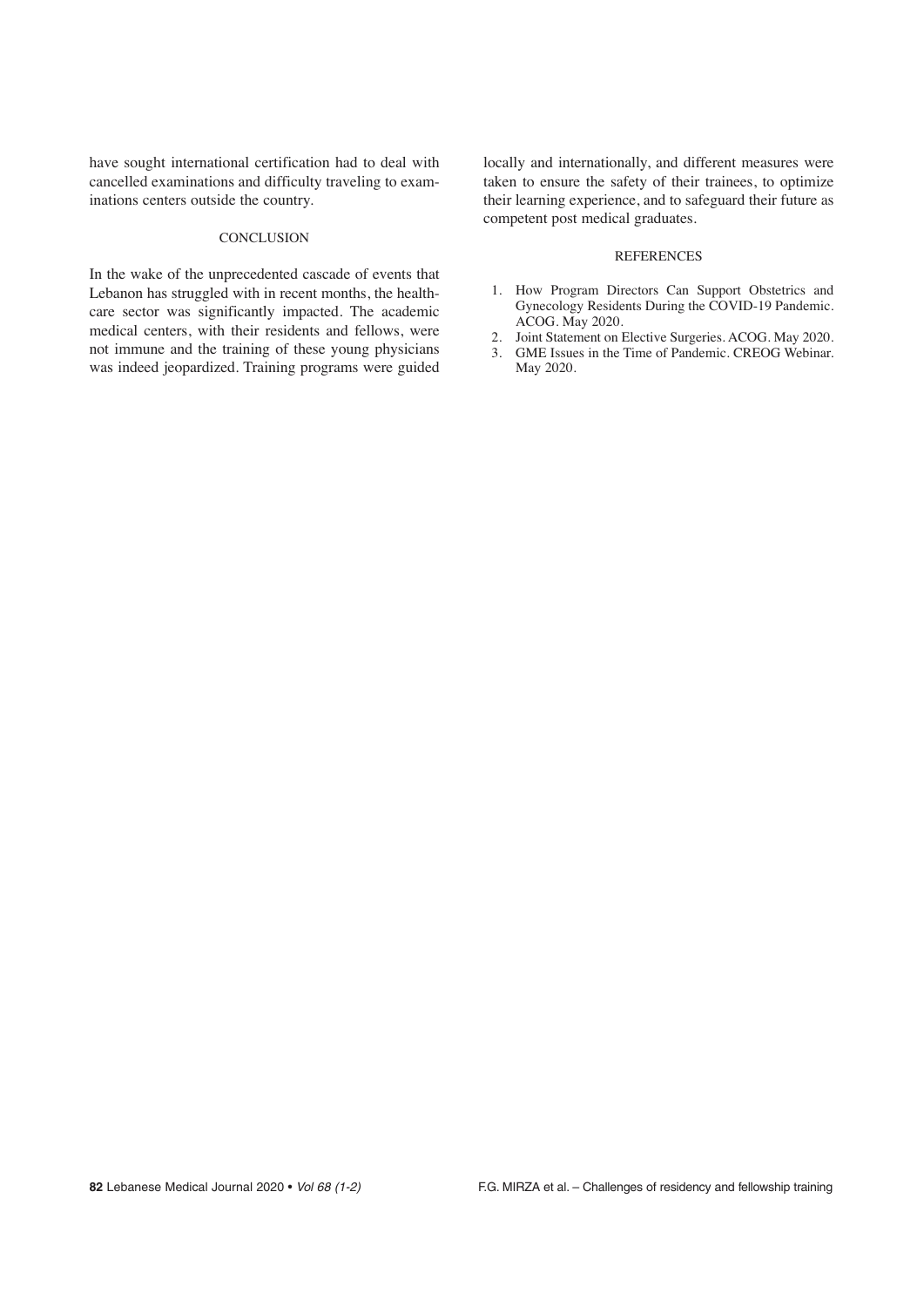have sought international certification had to deal with cancelled examinations and difficulty traveling to examinations centers outside the country.

## CONCLUSION

In the wake of the unprecedented cascade of events that Lebanon has struggled with in recent months, the healthcare sector was significantly impacted. The academic medical centers, with their residents and fellows, were not immune and the training of these young physicians was indeed jeopardized. Training programs were guided locally and internationally, and different measures were taken to ensure the safety of their trainees, to optimize their learning experience, and to safeguard their future as competent post medical graduates.

## REFERENCES

1. How Program Directors Can Support Obstetrics and Gynecology Residents During the COVID-19 Pandemic. ACOG. May 2020.
2. Joint Statement on Elective Surgeries. ACOG. May 2020.
3. GME Issues in the Time of Pandemic. CREOG Webinar. May 2020.